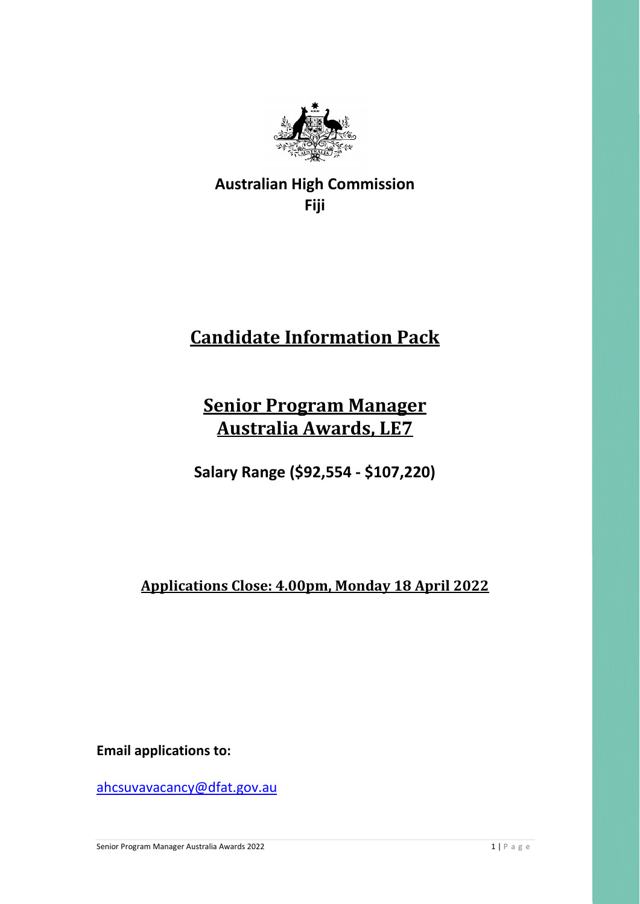**Australian High Commission**
**Fiji**

# Candidate Information Pack

# Senior Program Manager Australia Awards, LE7

**Salary Range ($92,554 - $107,220)**

## Applications Close: 4.00pm, Monday 18 April 2022

**Email applications to:**

ahcsuvavacancy@dfat.gov.au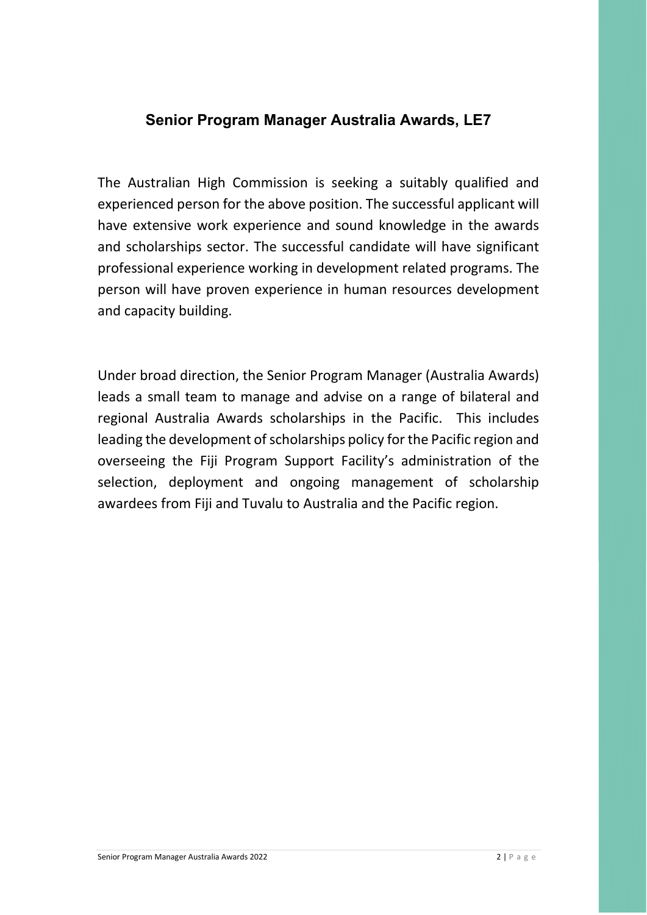## Senior Program Manager Australia Awards, LE7

The Australian High Commission is seeking a suitably qualified and experienced person for the above position. The successful applicant will have extensive work experience and sound knowledge in the awards and scholarships sector. The successful candidate will have significant professional experience working in development related programs. The person will have proven experience in human resources development and capacity building.

Under broad direction, the Senior Program Manager (Australia Awards) leads a small team to manage and advise on a range of bilateral and regional Australia Awards scholarships in the Pacific. This includes leading the development of scholarships policy for the Pacific region and overseeing the Fiji Program Support Facility's administration of the selection, deployment and ongoing management of scholarship awardees from Fiji and Tuvalu to Australia and the Pacific region.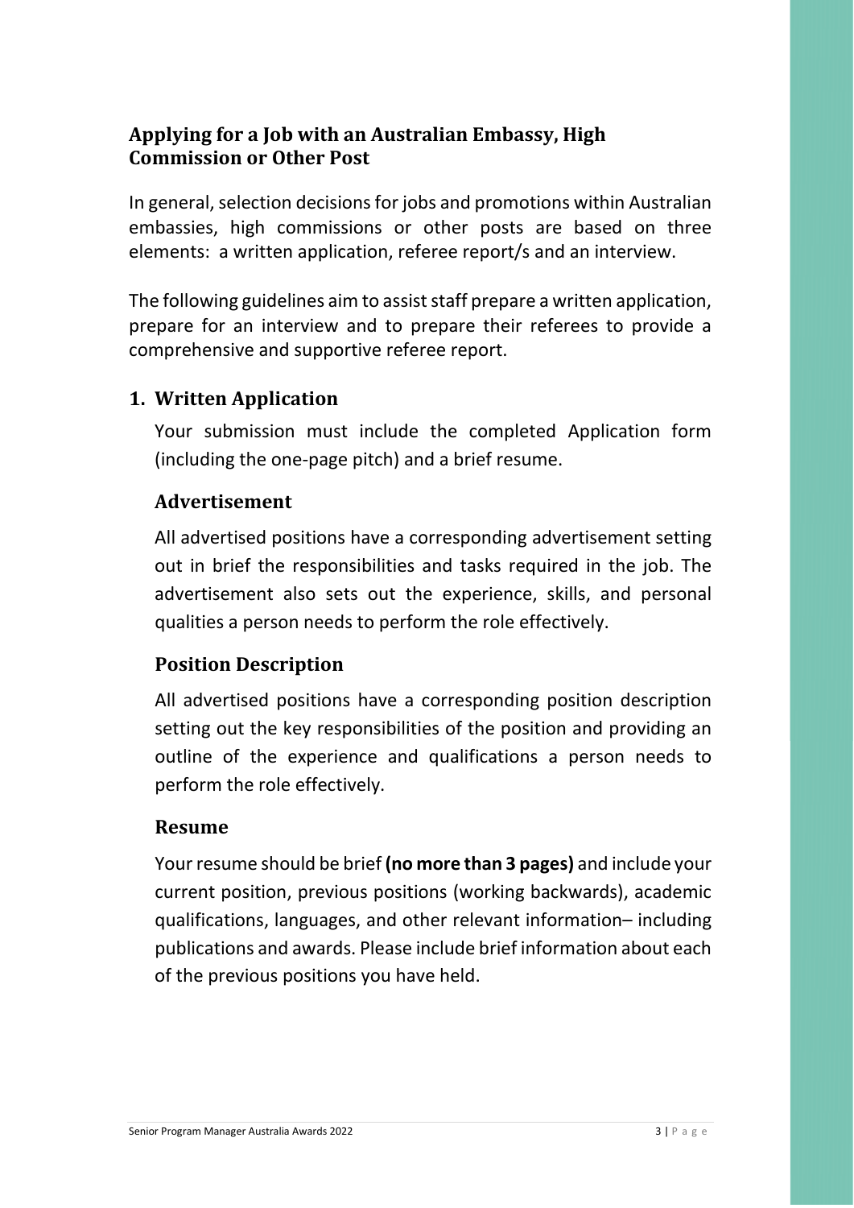## Applying for a Job with an Australian Embassy, High Commission or Other Post

In general, selection decisions for jobs and promotions within Australian embassies, high commissions or other posts are based on three elements: a written application, referee report/s and an interview.

The following guidelines aim to assist staff prepare a written application, prepare for an interview and to prepare their referees to provide a comprehensive and supportive referee report.

### 1. Written Application

Your submission must include the completed Application form (including the one-page pitch) and a brief resume.

#### Advertisement

All advertised positions have a corresponding advertisement setting out in brief the responsibilities and tasks required in the job. The advertisement also sets out the experience, skills, and personal qualities a person needs to perform the role effectively.

#### Position Description

All advertised positions have a corresponding position description setting out the key responsibilities of the position and providing an outline of the experience and qualifications a person needs to perform the role effectively.

#### Resume

Your resume should be brief **(no more than 3 pages)** and include your current position, previous positions (working backwards), academic qualifications, languages, and other relevant information– including publications and awards. Please include brief information about each of the previous positions you have held.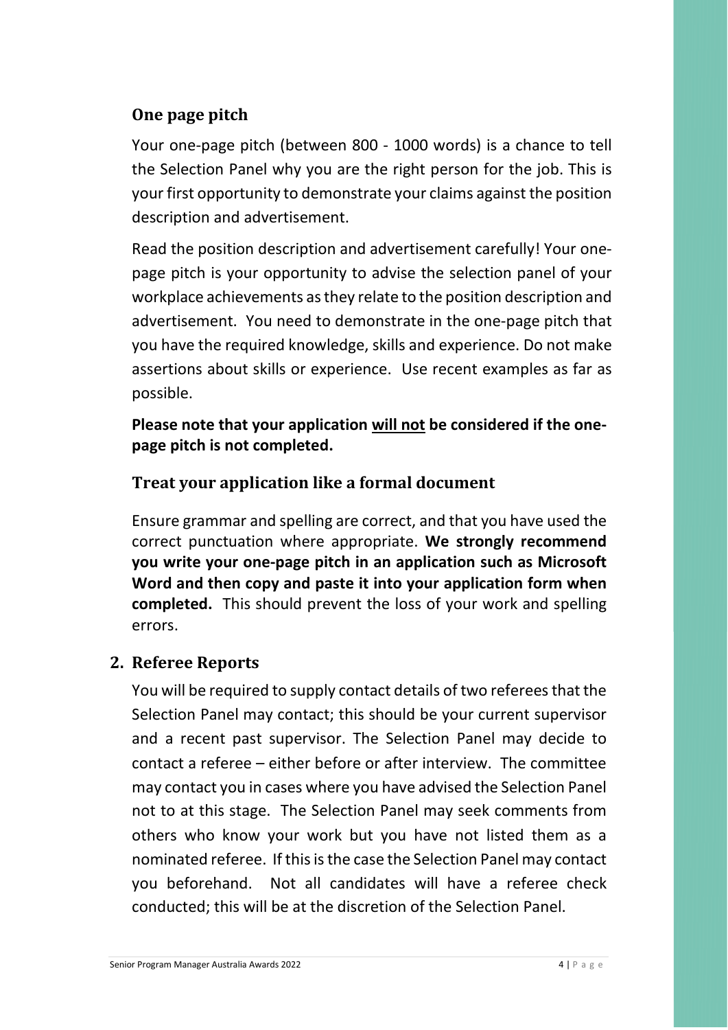### One page pitch

Your one-page pitch (between 800 - 1000 words) is a chance to tell the Selection Panel why you are the right person for the job. This is your first opportunity to demonstrate your claims against the position description and advertisement.

Read the position description and advertisement carefully! Your one-page pitch is your opportunity to advise the selection panel of your workplace achievements as they relate to the position description and advertisement. You need to demonstrate in the one-page pitch that you have the required knowledge, skills and experience. Do not make assertions about skills or experience. Use recent examples as far as possible.

**Please note that your application <u>will not</u> be considered if the one-page pitch is not completed.**

### Treat your application like a formal document

Ensure grammar and spelling are correct, and that you have used the correct punctuation where appropriate. **We strongly recommend you write your one-page pitch in an application such as Microsoft Word and then copy and paste it into your application form when completed.** This should prevent the loss of your work and spelling errors.

## 2. Referee Reports

You will be required to supply contact details of two referees that the Selection Panel may contact; this should be your current supervisor and a recent past supervisor. The Selection Panel may decide to contact a referee – either before or after interview. The committee may contact you in cases where you have advised the Selection Panel not to at this stage. The Selection Panel may seek comments from others who know your work but you have not listed them as a nominated referee. If this is the case the Selection Panel may contact you beforehand. Not all candidates will have a referee check conducted; this will be at the discretion of the Selection Panel.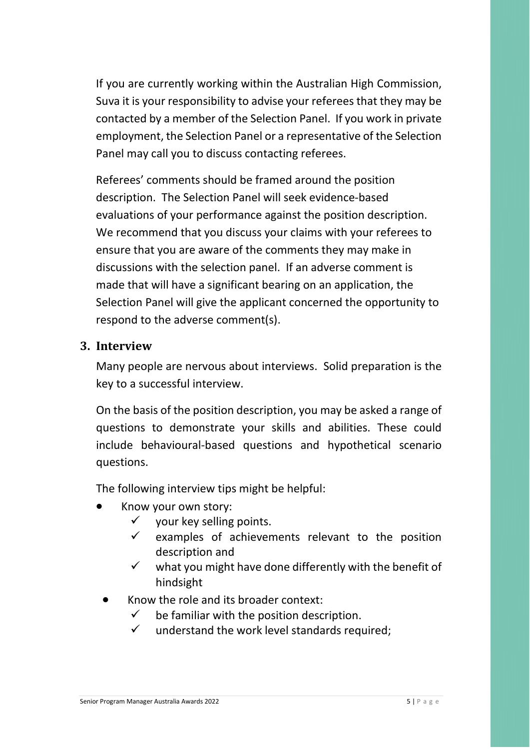If you are currently working within the Australian High Commission, Suva it is your responsibility to advise your referees that they may be contacted by a member of the Selection Panel. If you work in private employment, the Selection Panel or a representative of the Selection Panel may call you to discuss contacting referees.

Referees' comments should be framed around the position description. The Selection Panel will seek evidence-based evaluations of your performance against the position description. We recommend that you discuss your claims with your referees to ensure that you are aware of the comments they may make in discussions with the selection panel. If an adverse comment is made that will have a significant bearing on an application, the Selection Panel will give the applicant concerned the opportunity to respond to the adverse comment(s).

## 3. Interview

Many people are nervous about interviews. Solid preparation is the key to a successful interview.

On the basis of the position description, you may be asked a range of questions to demonstrate your skills and abilities. These could include behavioural-based questions and hypothetical scenario questions.

The following interview tips might be helpful:

- Know your own story:
  - ✓ your key selling points.
  - ✓ examples of achievements relevant to the position description and
  - ✓ what you might have done differently with the benefit of hindsight
- Know the role and its broader context:
  - ✓ be familiar with the position description.
  - ✓ understand the work level standards required;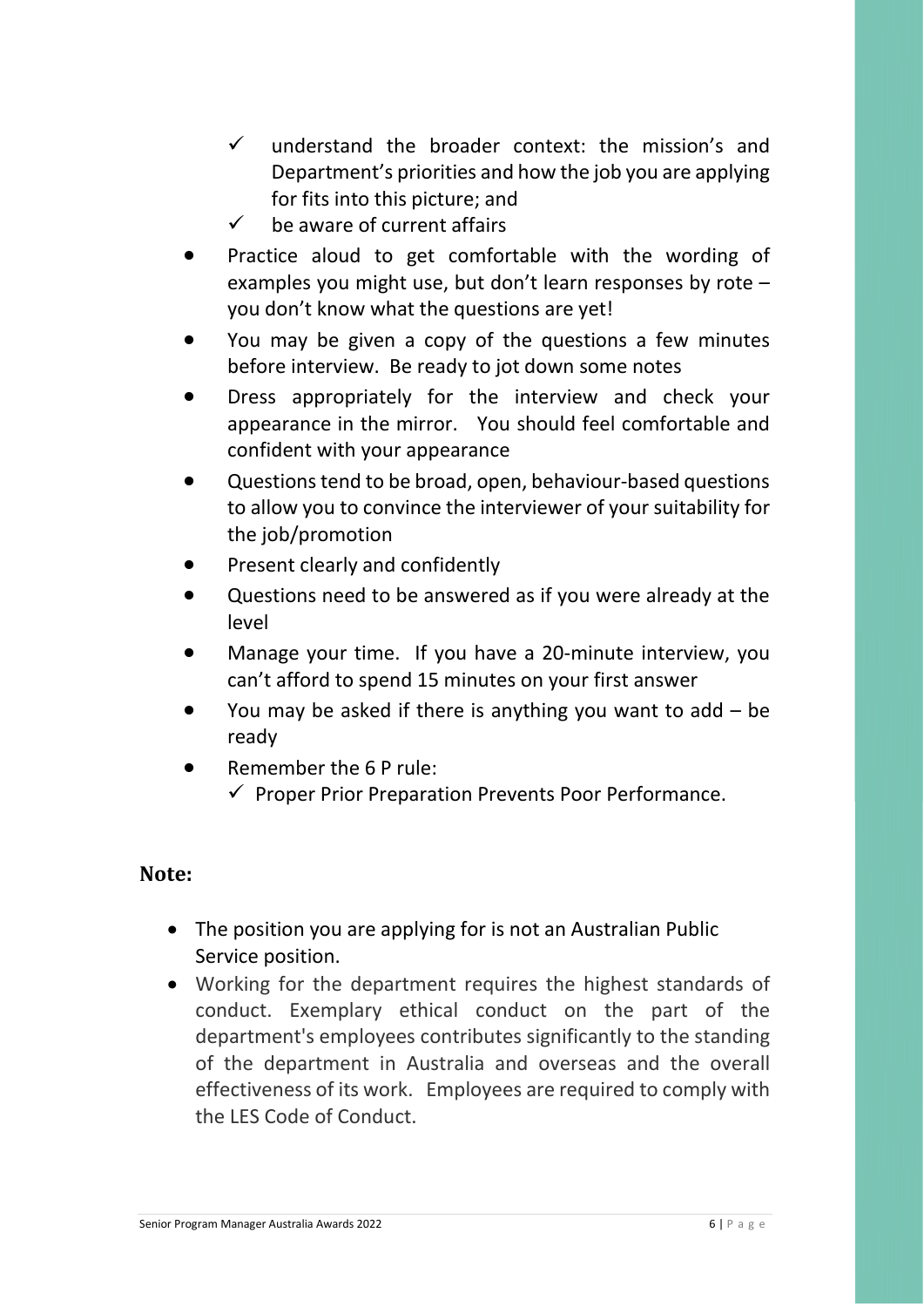- ✓ understand the broader context: the mission's and Department's priorities and how the job you are applying for fits into this picture; and
  - ✓ be aware of current affairs
- Practice aloud to get comfortable with the wording of examples you might use, but don't learn responses by rote – you don't know what the questions are yet!
- You may be given a copy of the questions a few minutes before interview. Be ready to jot down some notes
- Dress appropriately for the interview and check your appearance in the mirror. You should feel comfortable and confident with your appearance
- Questions tend to be broad, open, behaviour-based questions to allow you to convince the interviewer of your suitability for the job/promotion
- Present clearly and confidently
- Questions need to be answered as if you were already at the level
- Manage your time. If you have a 20-minute interview, you can't afford to spend 15 minutes on your first answer
- You may be asked if there is anything you want to add – be ready
- Remember the 6 P rule:
  - ✓ Proper Prior Preparation Prevents Poor Performance.

## Note:

- The position you are applying for is not an Australian Public Service position.
- Working for the department requires the highest standards of conduct. Exemplary ethical conduct on the part of the department's employees contributes significantly to the standing of the department in Australia and overseas and the overall effectiveness of its work. Employees are required to comply with the LES Code of Conduct.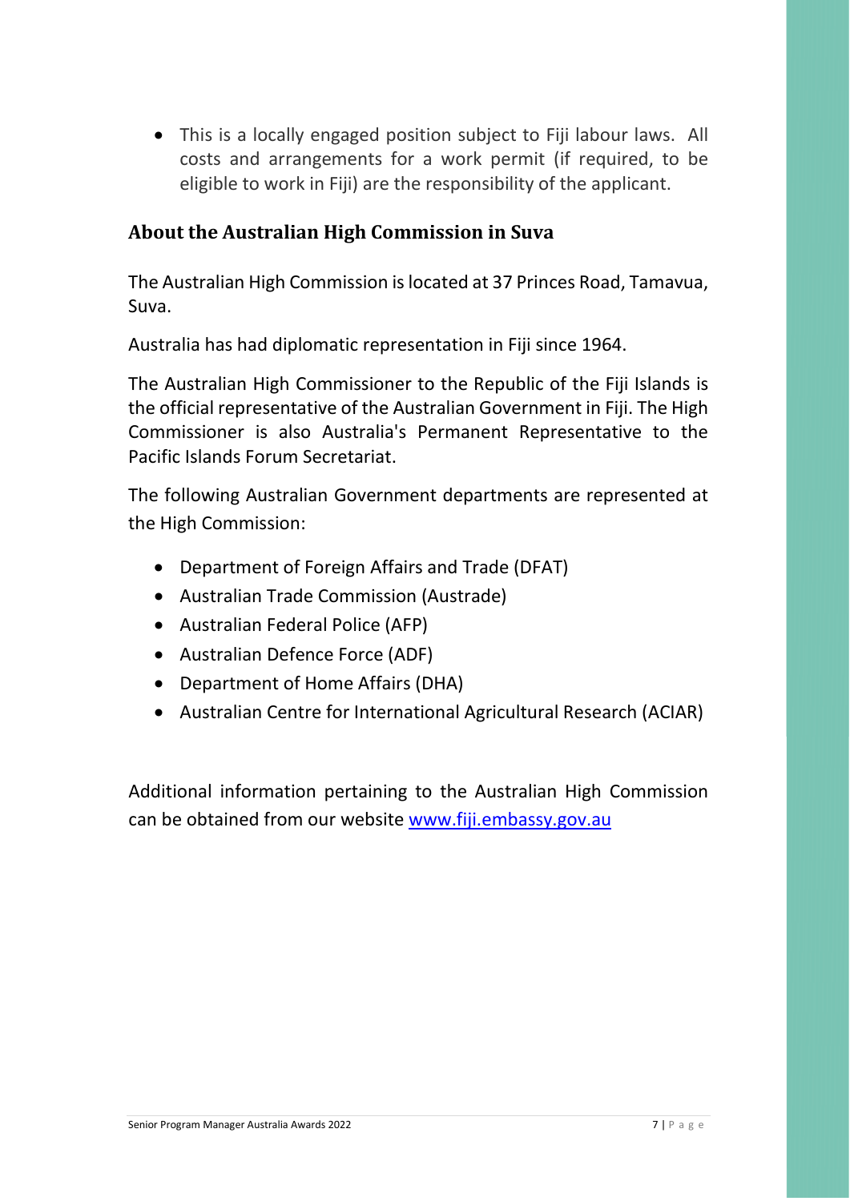- This is a locally engaged position subject to Fiji labour laws. All costs and arrangements for a work permit (if required, to be eligible to work in Fiji) are the responsibility of the applicant.

## About the Australian High Commission in Suva

The Australian High Commission is located at 37 Princes Road, Tamavua, Suva.

Australia has had diplomatic representation in Fiji since 1964.

The Australian High Commissioner to the Republic of the Fiji Islands is the official representative of the Australian Government in Fiji. The High Commissioner is also Australia's Permanent Representative to the Pacific Islands Forum Secretariat.

The following Australian Government departments are represented at the High Commission:

- Department of Foreign Affairs and Trade (DFAT)
- Australian Trade Commission (Austrade)
- Australian Federal Police (AFP)
- Australian Defence Force (ADF)
- Department of Home Affairs (DHA)
- Australian Centre for International Agricultural Research (ACIAR)

Additional information pertaining to the Australian High Commission can be obtained from our website [www.fiji.embassy.gov.au](http://www.fiji.embassy.gov.au)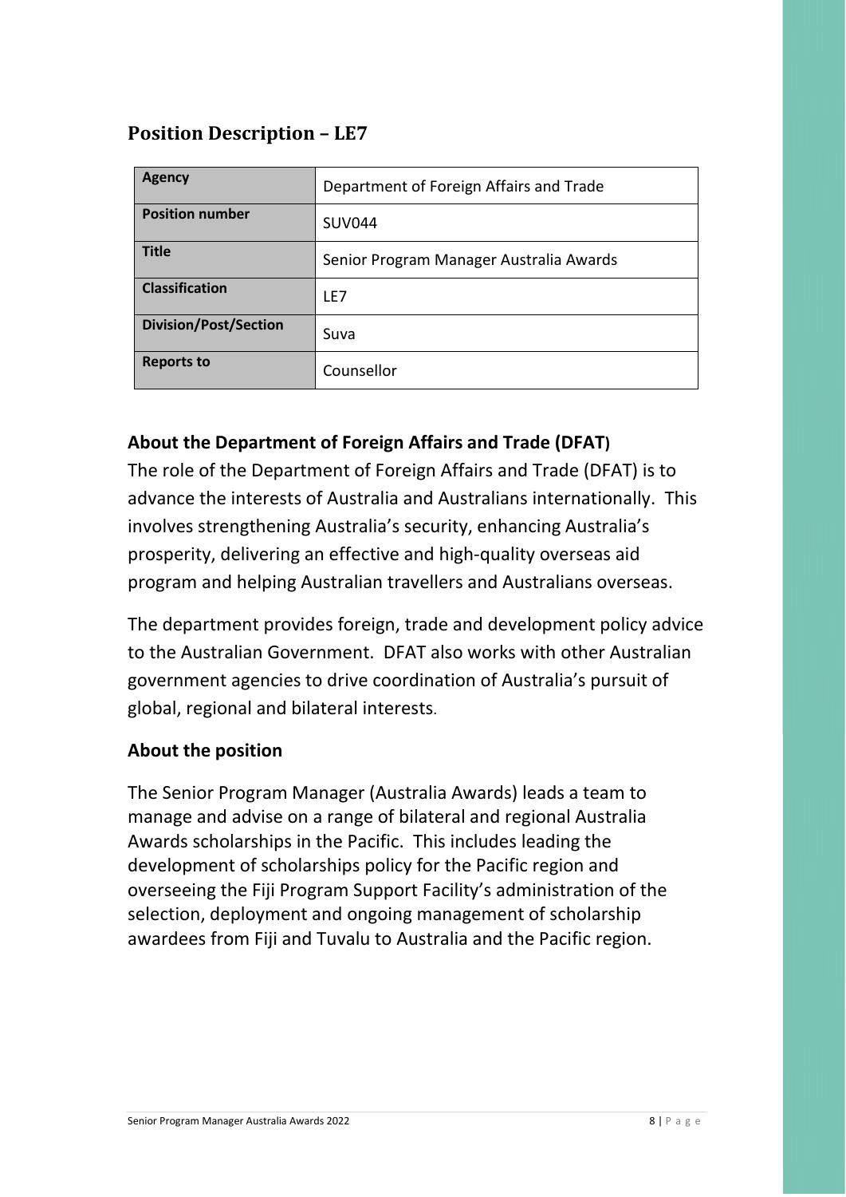## Position Description – LE7

| Agency | Department of Foreign Affairs and Trade |
|---|---|
| **Position number** | SUV044 |
| **Title** | Senior Program Manager Australia Awards |
| **Classification** | LE7 |
| **Division/Post/Section** | Suva |
| **Reports to** | Counsellor |

### About the Department of Foreign Affairs and Trade (DFAT)

The role of the Department of Foreign Affairs and Trade (DFAT) is to advance the interests of Australia and Australians internationally. This involves strengthening Australia's security, enhancing Australia's prosperity, delivering an effective and high-quality overseas aid program and helping Australian travellers and Australians overseas.

The department provides foreign, trade and development policy advice to the Australian Government. DFAT also works with other Australian government agencies to drive coordination of Australia's pursuit of global, regional and bilateral interests.

### About the position

The Senior Program Manager (Australia Awards) leads a team to manage and advise on a range of bilateral and regional Australia Awards scholarships in the Pacific. This includes leading the development of scholarships policy for the Pacific region and overseeing the Fiji Program Support Facility's administration of the selection, deployment and ongoing management of scholarship awardees from Fiji and Tuvalu to Australia and the Pacific region.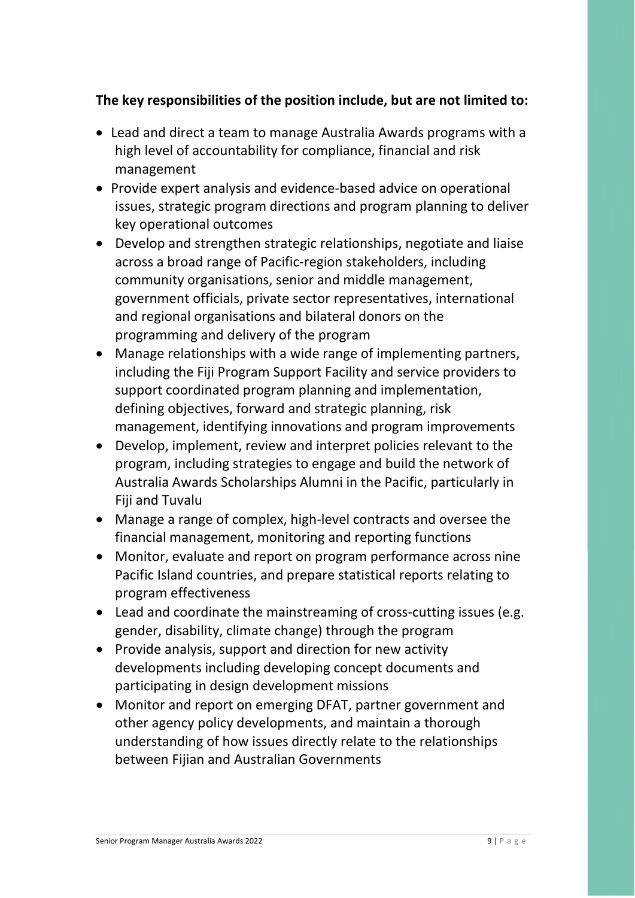**The key responsibilities of the position include, but are not limited to:**

- Lead and direct a team to manage Australia Awards programs with a high level of accountability for compliance, financial and risk management
- Provide expert analysis and evidence-based advice on operational issues, strategic program directions and program planning to deliver key operational outcomes
- Develop and strengthen strategic relationships, negotiate and liaise across a broad range of Pacific-region stakeholders, including community organisations, senior and middle management, government officials, private sector representatives, international and regional organisations and bilateral donors on the programming and delivery of the program
- Manage relationships with a wide range of implementing partners, including the Fiji Program Support Facility and service providers to support coordinated program planning and implementation, defining objectives, forward and strategic planning, risk management, identifying innovations and program improvements
- Develop, implement, review and interpret policies relevant to the program, including strategies to engage and build the network of Australia Awards Scholarships Alumni in the Pacific, particularly in Fiji and Tuvalu
- Manage a range of complex, high-level contracts and oversee the financial management, monitoring and reporting functions
- Monitor, evaluate and report on program performance across nine Pacific Island countries, and prepare statistical reports relating to program effectiveness
- Lead and coordinate the mainstreaming of cross-cutting issues (e.g. gender, disability, climate change) through the program
- Provide analysis, support and direction for new activity developments including developing concept documents and participating in design development missions
- Monitor and report on emerging DFAT, partner government and other agency policy developments, and maintain a thorough understanding of how issues directly relate to the relationships between Fijian and Australian Governments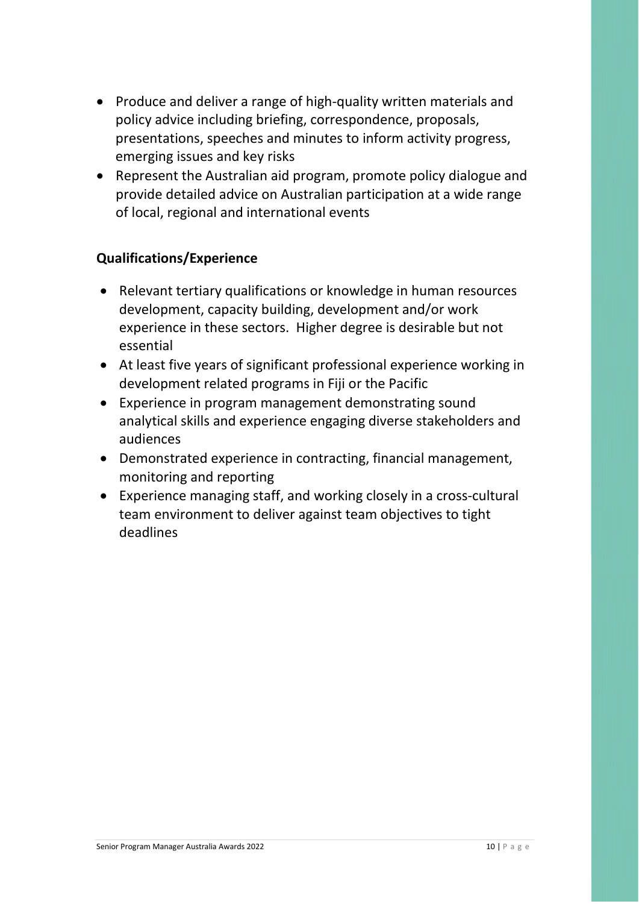- Produce and deliver a range of high-quality written materials and policy advice including briefing, correspondence, proposals, presentations, speeches and minutes to inform activity progress, emerging issues and key risks
- Represent the Australian aid program, promote policy dialogue and provide detailed advice on Australian participation at a wide range of local, regional and international events

**Qualifications/Experience**

- Relevant tertiary qualifications or knowledge in human resources development, capacity building, development and/or work experience in these sectors. Higher degree is desirable but not essential
- At least five years of significant professional experience working in development related programs in Fiji or the Pacific
- Experience in program management demonstrating sound analytical skills and experience engaging diverse stakeholders and audiences
- Demonstrated experience in contracting, financial management, monitoring and reporting
- Experience managing staff, and working closely in a cross-cultural team environment to deliver against team objectives to tight deadlines